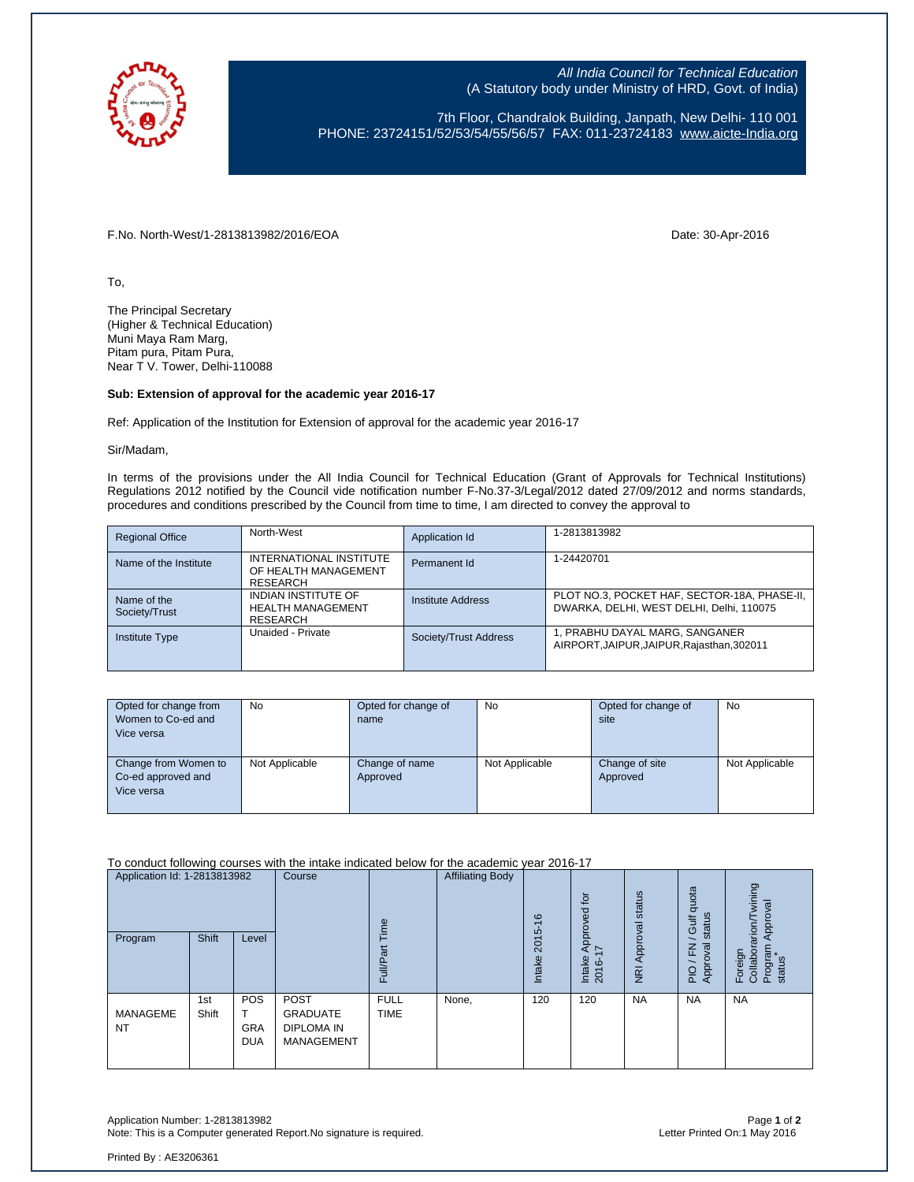*All India Council for Technical Education*
(A Statutory body under Ministry of HRD, Govt. of India)

7th Floor, Chandralok Building, Janpath, New Delhi- 110 001
PHONE: 23724151/52/53/54/55/56/57 FAX: 011-23724183 www.aicte-India.org

F.No. North-West/1-2813813982/2016/EOA

Date: 30-Apr-2016

To,

The Principal Secretary
(Higher & Technical Education)
Muni Maya Ram Marg,
Pitam pura, Pitam Pura,
Near T V. Tower, Delhi-110088

**Sub: Extension of approval for the academic year 2016-17**

Ref: Application of the Institution for Extension of approval for the academic year 2016-17

Sir/Madam,

In terms of the provisions under the All India Council for Technical Education (Grant of Approvals for Technical Institutions) Regulations 2012 notified by the Council vide notification number F-No.37-3/Legal/2012 dated 27/09/2012 and norms standards, procedures and conditions prescribed by the Council from time to time, I am directed to convey the approval to

| Regional Office | North-West | Application Id | 1-2813813982 |
|---|---|---|---|
| Name of the Institute | INTERNATIONAL INSTITUTE OF HEALTH MANAGEMENT RESEARCH | Permanent Id | 1-24420701 |
| Name of the Society/Trust | INDIAN INSTITUTE OF HEALTH MANAGEMENT RESEARCH | Institute Address | PLOT NO.3, POCKET HAF, SECTOR-18A, PHASE-II, DWARKA, DELHI, WEST DELHI, Delhi, 110075 |
| Institute Type | Unaided - Private | Society/Trust Address | 1, PRABHU DAYAL MARG, SANGANER AIRPORT,JAIPUR,JAIPUR,Rajasthan,302011 |

| Opted for change from Women to Co-ed and Vice versa | No | Opted for change of name | No | Opted for change of site | No |
|---|---|---|---|---|---|
| Change from Women to Co-ed approved and Vice versa | Not Applicable | Change of name Approved | Not Applicable | Change of site Approved | Not Applicable |

To conduct following courses with the intake indicated below for the academic year 2016-17

| Application Id: 1-2813813982 | | | Course | Full/Part Time | Affiliating Body | Intake 2015-16 | Intake Approved for 2016-17 | NRI Approval status | PIO / FN / Gulf quota Approval status | Foreign Collaboration/Twining Program Approval status* |
|---|---|---|---|---|---|---|---|---|---|---|
| Program | Shift | Level | | | | | | | | |
| MANAGEMENT | 1st Shift | POST GRADUATE | POST GRADUATE DIPLOMA IN MANAGEMENT | FULL TIME | None, | 120 | 120 | NA | NA | NA |

Application Number: 1-2813813982
Note: This is a Computer generated Report.No signature is required.

Letter Printed On:1 May 2016

Printed By : AE3206361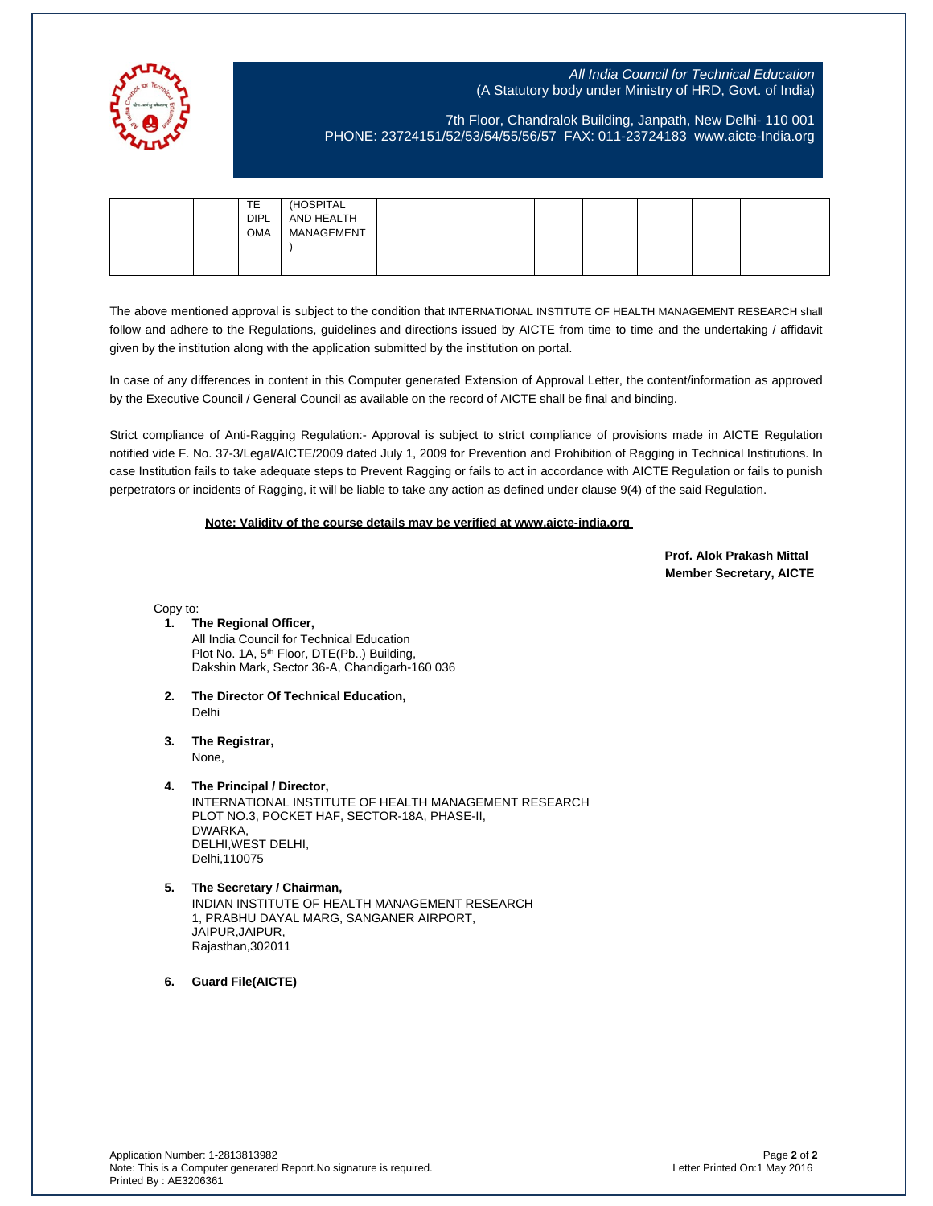All India Council for Technical Education
(A Statutory body under Ministry of HRD, Govt. of India)

7th Floor, Chandralok Building, Janpath, New Delhi- 110 001
PHONE: 23724151/52/53/54/55/56/57 FAX: 011-23724183 www.aicte-India.org

| | | | | | | | | | | |
|---|---|---|---|---|---|---|---|---|---|---|
| | | TE DIPL OMA | (HOSPITAL AND HEALTH MANAGEMENT ) | | | | | | | |

The above mentioned approval is subject to the condition that INTERNATIONAL INSTITUTE OF HEALTH MANAGEMENT RESEARCH shall follow and adhere to the Regulations, guidelines and directions issued by AICTE from time to time and the undertaking / affidavit given by the institution along with the application submitted by the institution on portal.

In case of any differences in content in this Computer generated Extension of Approval Letter, the content/information as approved by the Executive Council / General Council as available on the record of AICTE shall be final and binding.

Strict compliance of Anti-Ragging Regulation:- Approval is subject to strict compliance of provisions made in AICTE Regulation notified vide F. No. 37-3/Legal/AICTE/2009 dated July 1, 2009 for Prevention and Prohibition of Ragging in Technical Institutions. In case Institution fails to take adequate steps to Prevent Ragging or fails to act in accordance with AICTE Regulation or fails to punish perpetrators or incidents of Ragging, it will be liable to take any action as defined under clause 9(4) of the said Regulation.

**Note: Validity of the course details may be verified at www.aicte-india.org**

**Prof. Alok Prakash Mittal**
**Member Secretary, AICTE**

Copy to:

1. **The Regional Officer,**
   All India Council for Technical Education
   Plot No. 1A, 5th Floor, DTE(Pb..) Building,
   Dakshin Mark, Sector 36-A, Chandigarh-160 036

2. **The Director Of Technical Education,**
   Delhi

3. **The Registrar,**
   None,

4. **The Principal / Director,**
   INTERNATIONAL INSTITUTE OF HEALTH MANAGEMENT RESEARCH
   PLOT NO.3, POCKET HAF, SECTOR-18A, PHASE-II,
   DWARKA,
   DELHI,WEST DELHI,
   Delhi,110075

5. **The Secretary / Chairman,**
   INDIAN INSTITUTE OF HEALTH MANAGEMENT RESEARCH
   1, PRABHU DAYAL MARG, SANGANER AIRPORT,
   JAIPUR,JAIPUR,
   Rajasthan,302011

6. **Guard File(AICTE)**

Application Number: 1-2813813982
Note: This is a Computer generated Report.No signature is required.
Printed By : AE3206361

Letter Printed On:1 May 2016